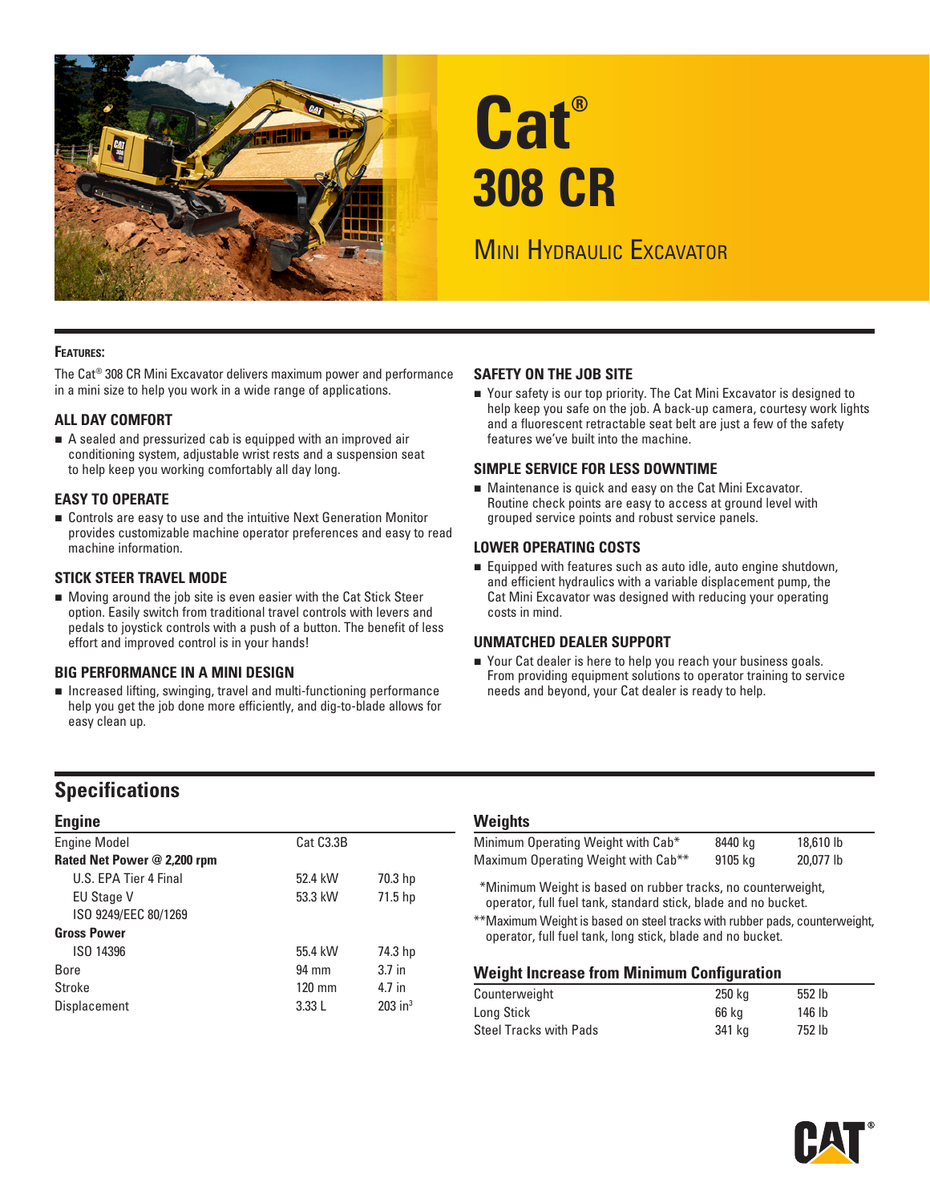# Cat® 308 CR

## Mini Hydraulic Excavator

**FEATURES:**

The Cat® 308 CR Mini Excavator delivers maximum power and performance in a mini size to help you work in a wide range of applications.

### ALL DAY COMFORT

- A sealed and pressurized cab is equipped with an improved air conditioning system, adjustable wrist rests and a suspension seat to help keep you working comfortably all day long.

### EASY TO OPERATE

- Controls are easy to use and the intuitive Next Generation Monitor provides customizable machine operator preferences and easy to read machine information.

### STICK STEER TRAVEL MODE

- Moving around the job site is even easier with the Cat Stick Steer option. Easily switch from traditional travel controls with levers and pedals to joystick controls with a push of a button. The benefit of less effort and improved control is in your hands!

### BIG PERFORMANCE IN A MINI DESIGN

- Increased lifting, swinging, travel and multi-functioning performance help you get the job done more efficiently, and dig-to-blade allows for easy clean up.

### SAFETY ON THE JOB SITE

- Your safety is our top priority. The Cat Mini Excavator is designed to help keep you safe on the job. A back-up camera, courtesy work lights and a fluorescent retractable seat belt are just a few of the safety features we've built into the machine.

### SIMPLE SERVICE FOR LESS DOWNTIME

- Maintenance is quick and easy on the Cat Mini Excavator. Routine check points are easy to access at ground level with grouped service points and robust service panels.

### LOWER OPERATING COSTS

- Equipped with features such as auto idle, auto engine shutdown, and efficient hydraulics with a variable displacement pump, the Cat Mini Excavator was designed with reducing your operating costs in mind.

### UNMATCHED DEALER SUPPORT

- Your Cat dealer is here to help you reach your business goals. From providing equipment solutions to operator training to service needs and beyond, your Cat dealer is ready to help.

## Specifications

### Engine

| | | |
|---|---|---|
| Engine Model | Cat C3.3B | |
| **Rated Net Power @ 2,200 rpm** | | |
| U.S. EPA Tier 4 Final | 52.4 kW | 70.3 hp |
| EU Stage V | 53.3 kW | 71.5 hp |
| ISO 9249/EEC 80/1269 | | |
| **Gross Power** | | |
| ISO 14396 | 55.4 kW | 74.3 hp |
| Bore | 94 mm | 3.7 in |
| Stroke | 120 mm | 4.7 in |
| Displacement | 3.33 L | 203 in³ |

### Weights

| | | |
|---|---|---|
| Minimum Operating Weight with Cab* | 8440 kg | 18,610 lb |
| Maximum Operating Weight with Cab** | 9105 kg | 20,077 lb |

*Minimum Weight is based on rubber tracks, no counterweight, operator, full fuel tank, standard stick, blade and no bucket.

**Maximum Weight is based on steel tracks with rubber pads, counterweight, operator, full fuel tank, long stick, blade and no bucket.

### Weight Increase from Minimum Configuration

| | | |
|---|---|---|
| Counterweight | 250 kg | 552 lb |
| Long Stick | 66 kg | 146 lb |
| Steel Tracks with Pads | 341 kg | 752 lb |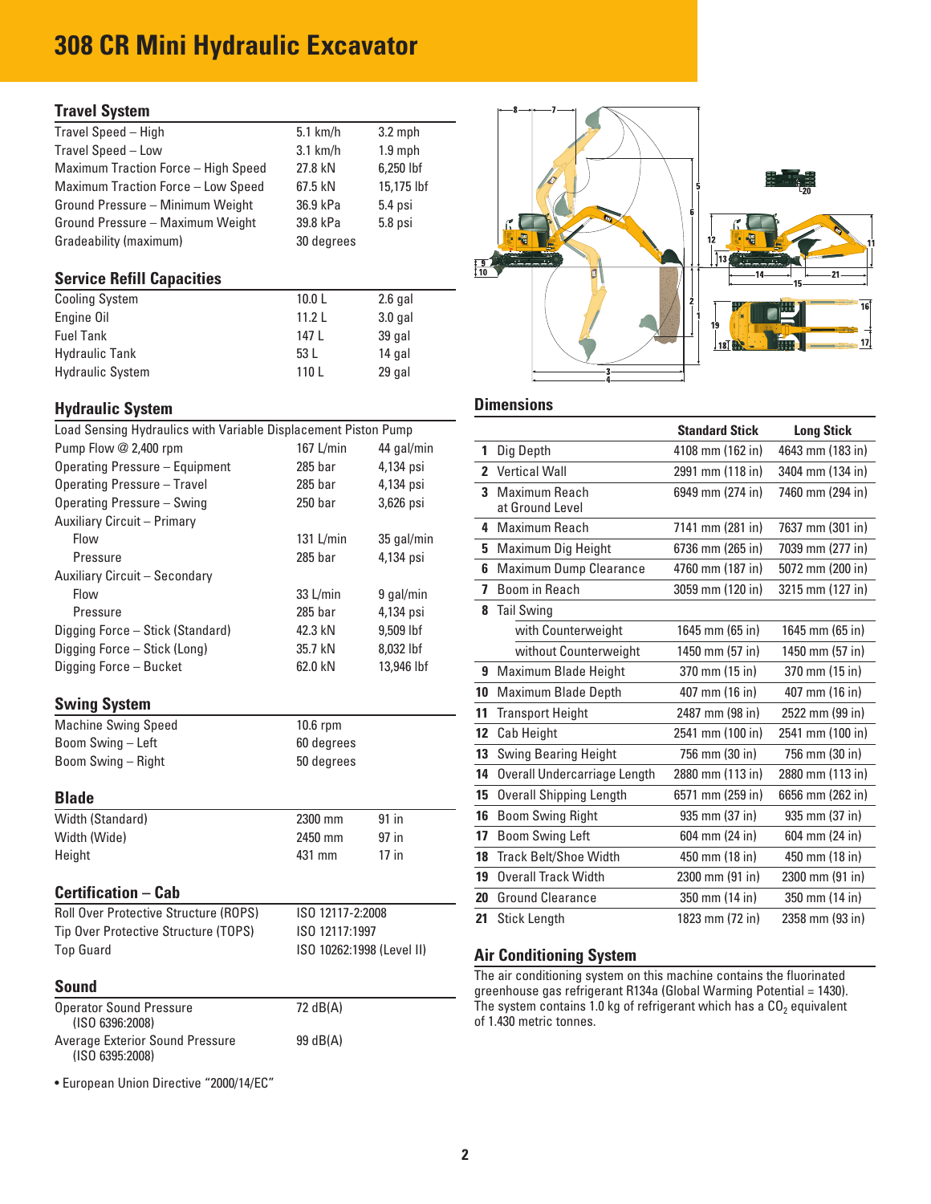# 308 CR Mini Hydraulic Excavator

## Travel System

| | | |
|---|---|---|
| Travel Speed – High | 5.1 km/h | 3.2 mph |
| Travel Speed – Low | 3.1 km/h | 1.9 mph |
| Maximum Traction Force – High Speed | 27.8 kN | 6,250 lbf |
| Maximum Traction Force – Low Speed | 67.5 kN | 15,175 lbf |
| Ground Pressure – Minimum Weight | 36.9 kPa | 5.4 psi |
| Ground Pressure – Maximum Weight | 39.8 kPa | 5.8 psi |
| Gradeability (maximum) | 30 degrees | |

## Service Refill Capacities

| | | |
|---|---|---|
| Cooling System | 10.0 L | 2.6 gal |
| Engine Oil | 11.2 L | 3.0 gal |
| Fuel Tank | 147 L | 39 gal |
| Hydraulic Tank | 53 L | 14 gal |
| Hydraulic System | 110 L | 29 gal |

## Hydraulic System

Load Sensing Hydraulics with Variable Displacement Piston Pump

| | | |
|---|---|---|
| Pump Flow @ 2,400 rpm | 167 L/min | 44 gal/min |
| Operating Pressure – Equipment | 285 bar | 4,134 psi |
| Operating Pressure – Travel | 285 bar | 4,134 psi |
| Operating Pressure – Swing | 250 bar | 3,626 psi |
| Auxiliary Circuit – Primary | | |
| Flow | 131 L/min | 35 gal/min |
| Pressure | 285 bar | 4,134 psi |
| Auxiliary Circuit – Secondary | | |
| Flow | 33 L/min | 9 gal/min |
| Pressure | 285 bar | 4,134 psi |
| Digging Force – Stick (Standard) | 42.3 kN | 9,509 lbf |
| Digging Force – Stick (Long) | 35.7 kN | 8,032 lbf |
| Digging Force – Bucket | 62.0 kN | 13,946 lbf |

## Swing System

| | |
|---|---|
| Machine Swing Speed | 10.6 rpm |
| Boom Swing – Left | 60 degrees |
| Boom Swing – Right | 50 degrees |

## Blade

| | | |
|---|---|---|
| Width (Standard) | 2300 mm | 91 in |
| Width (Wide) | 2450 mm | 97 in |
| Height | 431 mm | 17 in |

## Certification – Cab

| | |
|---|---|
| Roll Over Protective Structure (ROPS) | ISO 12117-2:2008 |
| Tip Over Protective Structure (TOPS) | ISO 12117:1997 |
| Top Guard | ISO 10262:1998 (Level II) |

## Sound

| | |
|---|---|
| Operator Sound Pressure (ISO 6396:2008) | 72 dB(A) |
| Average Exterior Sound Pressure (ISO 6395:2008) | 99 dB(A) |

• European Union Directive "2000/14/EC"

## Dimensions

| | | Standard Stick | Long Stick |
|---|---|---|---|
| 1 | Dig Depth | 4108 mm (162 in) | 4643 mm (183 in) |
| 2 | Vertical Wall | 2991 mm (118 in) | 3404 mm (134 in) |
| 3 | Maximum Reach at Ground Level | 6949 mm (274 in) | 7460 mm (294 in) |
| 4 | Maximum Reach | 7141 mm (281 in) | 7637 mm (301 in) |
| 5 | Maximum Dig Height | 6736 mm (265 in) | 7039 mm (277 in) |
| 6 | Maximum Dump Clearance | 4760 mm (187 in) | 5072 mm (200 in) |
| 7 | Boom in Reach | 3059 mm (120 in) | 3215 mm (127 in) |
| 8 | Tail Swing | | |
| | with Counterweight | 1645 mm (65 in) | 1645 mm (65 in) |
| | without Counterweight | 1450 mm (57 in) | 1450 mm (57 in) |
| 9 | Maximum Blade Height | 370 mm (15 in) | 370 mm (15 in) |
| 10 | Maximum Blade Depth | 407 mm (16 in) | 407 mm (16 in) |
| 11 | Transport Height | 2487 mm (98 in) | 2522 mm (99 in) |
| 12 | Cab Height | 2541 mm (100 in) | 2541 mm (100 in) |
| 13 | Swing Bearing Height | 756 mm (30 in) | 756 mm (30 in) |
| 14 | Overall Undercarriage Length | 2880 mm (113 in) | 2880 mm (113 in) |
| 15 | Overall Shipping Length | 6571 mm (259 in) | 6656 mm (262 in) |
| 16 | Boom Swing Right | 935 mm (37 in) | 935 mm (37 in) |
| 17 | Boom Swing Left | 604 mm (24 in) | 604 mm (24 in) |
| 18 | Track Belt/Shoe Width | 450 mm (18 in) | 450 mm (18 in) |
| 19 | Overall Track Width | 2300 mm (91 in) | 2300 mm (91 in) |
| 20 | Ground Clearance | 350 mm (14 in) | 350 mm (14 in) |
| 21 | Stick Length | 1823 mm (72 in) | 2358 mm (93 in) |

## Air Conditioning System

The air conditioning system on this machine contains the fluorinated greenhouse gas refrigerant R134a (Global Warming Potential = 1430). The system contains 1.0 kg of refrigerant which has a $CO_2$ equivalent of 1.430 metric tonnes.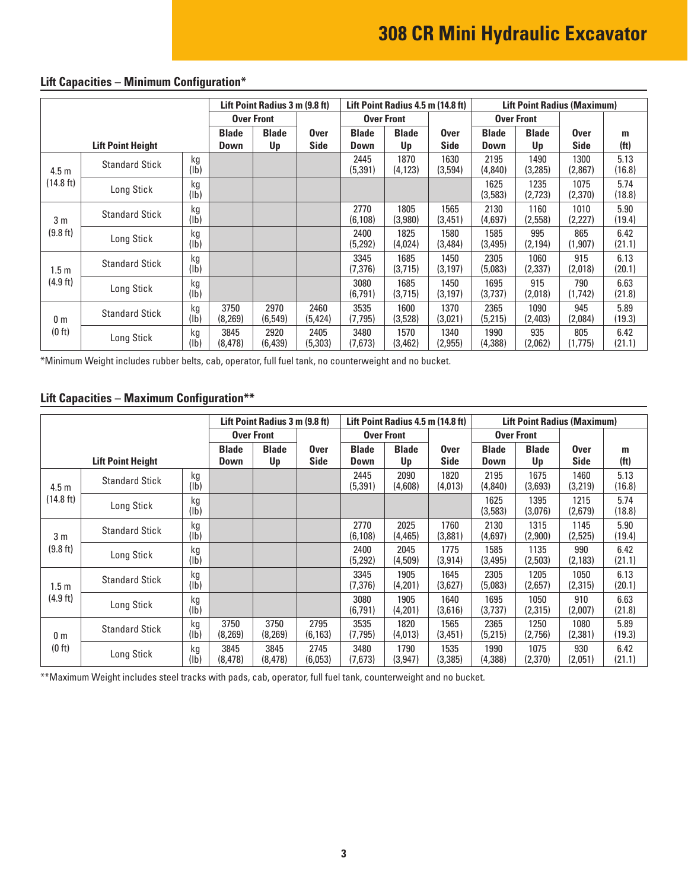## Lift Capacities – Minimum Configuration*

| Lift Point Height | | | Lift Point Radius 3 m (9.8 ft) | | | Lift Point Radius 4.5 m (14.8 ft) | | | Lift Point Radius (Maximum) | | | |
|---|---|---|---|---|---|---|---|---|---|---|---|---|
| | | | Over Front | | | Over Front | | | Over Front | | | |
| | | | Blade Down | Blade Up | Over Side | Blade Down | Blade Up | Over Side | Blade Down | Blade Up | Over Side | m (ft) |
| 4.5 m (14.8 ft) | Standard Stick | kg (lb) | | | | 2445 (5,391) | 1870 (4,123) | 1630 (3,594) | 2195 (4,840) | 1490 (3,285) | 1300 (2,867) | 5.13 (16.8) |
| | Long Stick | kg (lb) | | | | | | | 1625 (3,583) | 1235 (2,723) | 1075 (2,370) | 5.74 (18.8) |
| 3 m (9.8 ft) | Standard Stick | kg (lb) | | | | 2770 (6,108) | 1805 (3,980) | 1565 (3,451) | 2130 (4,697) | 1160 (2,558) | 1010 (2,227) | 5.90 (19.4) |
| | Long Stick | kg (lb) | | | | 2400 (5,292) | 1825 (4,024) | 1580 (3,484) | 1585 (3,495) | 995 (2,194) | 865 (1,907) | 6.42 (21.1) |
| 1.5 m (4.9 ft) | Standard Stick | kg (lb) | | | | 3345 (7,376) | 1685 (3,715) | 1450 (3,197) | 2305 (5,083) | 1060 (2,337) | 915 (2,018) | 6.13 (20.1) |
| | Long Stick | kg (lb) | | | | 3080 (6,791) | 1685 (3,715) | 1450 (3,197) | 1695 (3,737) | 915 (2,018) | 790 (1,742) | 6.63 (21.8) |
| 0 m (0 ft) | Standard Stick | kg (lb) | 3750 (8,269) | 2970 (6,549) | 2460 (5,424) | 3535 (7,795) | 1600 (3,528) | 1370 (3,021) | 2365 (5,215) | 1090 (2,403) | 945 (2,084) | 5.89 (19.3) |
| | Long Stick | kg (lb) | 3845 (8,478) | 2920 (6,439) | 2405 (5,303) | 3480 (7,673) | 1570 (3,462) | 1340 (2,955) | 1990 (4,388) | 935 (2,062) | 805 (1,775) | 6.42 (21.1) |

*Minimum Weight includes rubber belts, cab, operator, full fuel tank, no counterweight and no bucket.

## Lift Capacities – Maximum Configuration**

| Lift Point Height | | | Lift Point Radius 3 m (9.8 ft) | | | Lift Point Radius 4.5 m (14.8 ft) | | | Lift Point Radius (Maximum) | | | |
|---|---|---|---|---|---|---|---|---|---|---|---|---|
| | | | Over Front | | | Over Front | | | Over Front | | | |
| | | | Blade Down | Blade Up | Over Side | Blade Down | Blade Up | Over Side | Blade Down | Blade Up | Over Side | m (ft) |
| 4.5 m (14.8 ft) | Standard Stick | kg (lb) | | | | 2445 (5,391) | 2090 (4,608) | 1820 (4,013) | 2195 (4,840) | 1675 (3,693) | 1460 (3,219) | 5.13 (16.8) |
| | Long Stick | kg (lb) | | | | | | | 1625 (3,583) | 1395 (3,076) | 1215 (2,679) | 5.74 (18.8) |
| 3 m (9.8 ft) | Standard Stick | kg (lb) | | | | 2770 (6,108) | 2025 (4,465) | 1760 (3,881) | 2130 (4,697) | 1315 (2,900) | 1145 (2,525) | 5.90 (19.4) |
| | Long Stick | kg (lb) | | | | 2400 (5,292) | 2045 (4,509) | 1775 (3,914) | 1585 (3,495) | 1135 (2,503) | 990 (2,183) | 6.42 (21.1) |
| 1.5 m (4.9 ft) | Standard Stick | kg (lb) | | | | 3345 (7,376) | 1905 (4,201) | 1645 (3,627) | 2305 (5,083) | 1205 (2,657) | 1050 (2,315) | 6.13 (20.1) |
| | Long Stick | kg (lb) | | | | 3080 (6,791) | 1905 (4,201) | 1640 (3,616) | 1695 (3,737) | 1050 (2,315) | 910 (2,007) | 6.63 (21.8) |
| 0 m (0 ft) | Standard Stick | kg (lb) | 3750 (8,269) | 3750 (8,269) | 2795 (6,163) | 3535 (7,795) | 1820 (4,013) | 1565 (3,451) | 2365 (5,215) | 1250 (2,756) | 1080 (2,381) | 5.89 (19.3) |
| | Long Stick | kg (lb) | 3845 (8,478) | 3845 (8,478) | 2745 (6,053) | 3480 (7,673) | 1790 (3,947) | 1535 (3,385) | 1990 (4,388) | 1075 (2,370) | 930 (2,051) | 6.42 (21.1) |

**Maximum Weight includes steel tracks with pads, cab, operator, full fuel tank, counterweight and no bucket.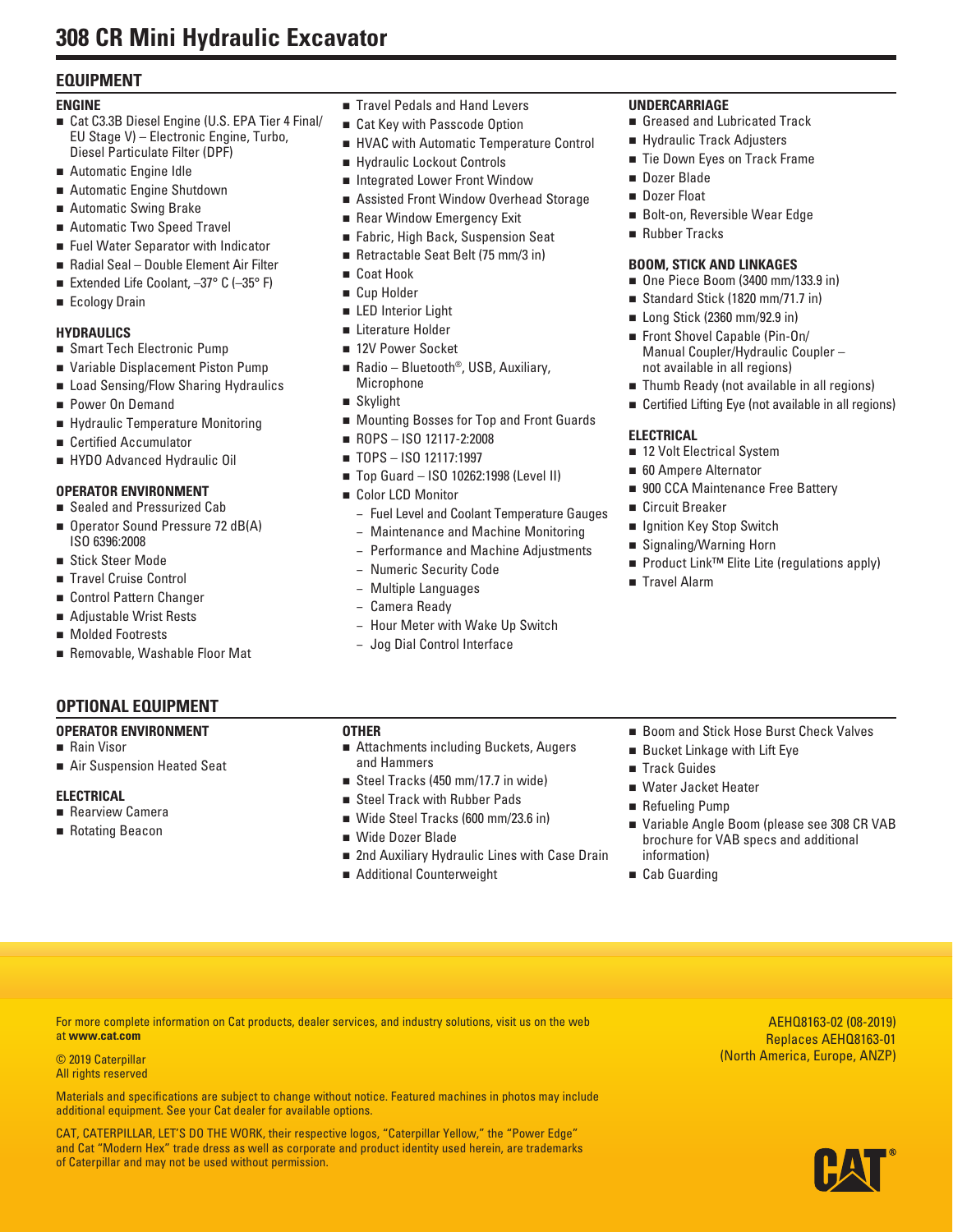# 308 CR Mini Hydraulic Excavator

## EQUIPMENT

### ENGINE

- Cat C3.3B Diesel Engine (U.S. EPA Tier 4 Final/ EU Stage V) – Electronic Engine, Turbo, Diesel Particulate Filter (DPF)
- Automatic Engine Idle
- Automatic Engine Shutdown
- Automatic Swing Brake
- Automatic Two Speed Travel
- Fuel Water Separator with Indicator
- Radial Seal – Double Element Air Filter
- Extended Life Coolant, –37° C (–35° F)
- Ecology Drain

### HYDRAULICS

- Smart Tech Electronic Pump
- Variable Displacement Piston Pump
- Load Sensing/Flow Sharing Hydraulics
- Power On Demand
- Hydraulic Temperature Monitoring
- Certified Accumulator
- HYDO Advanced Hydraulic Oil

### OPERATOR ENVIRONMENT

- Sealed and Pressurized Cab
- Operator Sound Pressure 72 dB(A) ISO 6396:2008
- Stick Steer Mode
- Travel Cruise Control
- Control Pattern Changer
- Adjustable Wrist Rests
- Molded Footrests
- Removable, Washable Floor Mat
- Travel Pedals and Hand Levers
- Cat Key with Passcode Option
- HVAC with Automatic Temperature Control
- Hydraulic Lockout Controls
- Integrated Lower Front Window
- Assisted Front Window Overhead Storage
- Rear Window Emergency Exit
- Fabric, High Back, Suspension Seat
- Retractable Seat Belt (75 mm/3 in)
- Coat Hook
- Cup Holder
- LED Interior Light
- Literature Holder
- 12V Power Socket
- Radio – Bluetooth®, USB, Auxiliary, Microphone
- Skylight
- Mounting Bosses for Top and Front Guards
- ROPS – ISO 12117-2:2008
- TOPS – ISO 12117:1997
- Top Guard – ISO 10262:1998 (Level II)
- Color LCD Monitor
  - Fuel Level and Coolant Temperature Gauges
  - Maintenance and Machine Monitoring
  - Performance and Machine Adjustments
  - Numeric Security Code
  - Multiple Languages
  - Camera Ready
  - Hour Meter with Wake Up Switch
  - Jog Dial Control Interface

### UNDERCARRIAGE

- Greased and Lubricated Track
- Hydraulic Track Adjusters
- Tie Down Eyes on Track Frame
- Dozer Blade
- Dozer Float
- Bolt-on, Reversible Wear Edge
- Rubber Tracks

### BOOM, STICK AND LINKAGES

- One Piece Boom (3400 mm/133.9 in)
- Standard Stick (1820 mm/71.7 in)
- Long Stick (2360 mm/92.9 in)
- Front Shovel Capable (Pin-On/ Manual Coupler/Hydraulic Coupler – not available in all regions)
- Thumb Ready (not available in all regions)
- Certified Lifting Eye (not available in all regions)

### ELECTRICAL

- 12 Volt Electrical System
- 60 Ampere Alternator
- 900 CCA Maintenance Free Battery
- Circuit Breaker
- Ignition Key Stop Switch
- Signaling/Warning Horn
- Product Link™ Elite Lite (regulations apply)
- Travel Alarm

## OPTIONAL EQUIPMENT

### OPERATOR ENVIRONMENT

- Rain Visor
- Air Suspension Heated Seat

### ELECTRICAL

- Rearview Camera
- Rotating Beacon

### OTHER

- Attachments including Buckets, Augers and Hammers
- Steel Tracks (450 mm/17.7 in wide)
- Steel Track with Rubber Pads
- Wide Steel Tracks (600 mm/23.6 in)
- Wide Dozer Blade
- 2nd Auxiliary Hydraulic Lines with Case Drain
- Additional Counterweight
- Boom and Stick Hose Burst Check Valves
- Bucket Linkage with Lift Eye
- Track Guides
- Water Jacket Heater
- Refueling Pump
- Variable Angle Boom (please see 308 CR VAB brochure for VAB specs and additional information)
- Cab Guarding

For more complete information on Cat products, dealer services, and industry solutions, visit us on the web at **www.cat.com**

© 2019 Caterpillar
All rights reserved

Materials and specifications are subject to change without notice. Featured machines in photos may include additional equipment. See your Cat dealer for available options.

CAT, CATERPILLAR, LET'S DO THE WORK, their respective logos, "Caterpillar Yellow," the "Power Edge" and Cat "Modern Hex" trade dress as well as corporate and product identity used herein, are trademarks of Caterpillar and may not be used without permission.

AEHQ8163-02 (08-2019)
Replaces AEHQ8163-01
(North America, Europe, ANZP)